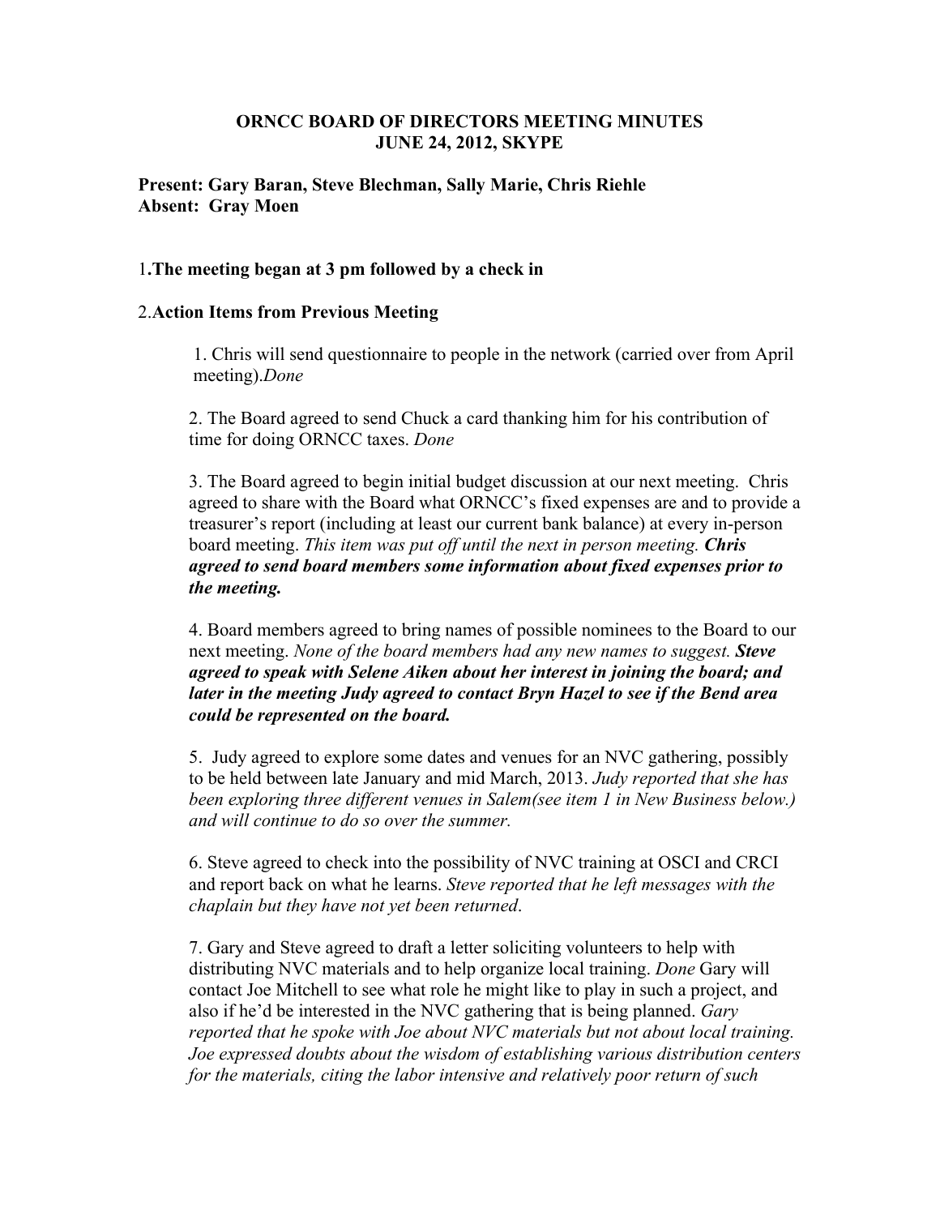**ORNCC BOARD OF DIRECTORS MEETING MINUTES**
**JUNE 24, 2012, SKYPE**

**Present: Gary Baran, Steve Blechman, Sally Marie, Chris Riehle**
**Absent: Gray Moen**

1.**The meeting began at 3 pm followed by a check in**

2.**Action Items from Previous Meeting**

1. Chris will send questionnaire to people in the network (carried over from April meeting).*Done*

2. The Board agreed to send Chuck a card thanking him for his contribution of time for doing ORNCC taxes. *Done*

3. The Board agreed to begin initial budget discussion at our next meeting. Chris agreed to share with the Board what ORNCC's fixed expenses are and to provide a treasurer's report (including at least our current bank balance) at every in-person board meeting. *This item was put off until the next in person meeting.* ***Chris agreed to send board members some information about fixed expenses prior to the meeting.***

4. Board members agreed to bring names of possible nominees to the Board to our next meeting. *None of the board members had any new names to suggest.* ***Steve agreed to speak with Selene Aiken about her interest in joining the board; and later in the meeting Judy agreed to contact Bryn Hazel to see if the Bend area could be represented on the board.***

5. Judy agreed to explore some dates and venues for an NVC gathering, possibly to be held between late January and mid March, 2013. *Judy reported that she has been exploring three different venues in Salem(see item 1 in New Business below.) and will continue to do so over the summer.*

6. Steve agreed to check into the possibility of NVC training at OSCI and CRCI and report back on what he learns. *Steve reported that he left messages with the chaplain but they have not yet been returned*.

7. Gary and Steve agreed to draft a letter soliciting volunteers to help with distributing NVC materials and to help organize local training. *Done* Gary will contact Joe Mitchell to see what role he might like to play in such a project, and also if he'd be interested in the NVC gathering that is being planned. *Gary reported that he spoke with Joe about NVC materials but not about local training. Joe expressed doubts about the wisdom of establishing various distribution centers for the materials, citing the labor intensive and relatively poor return of such*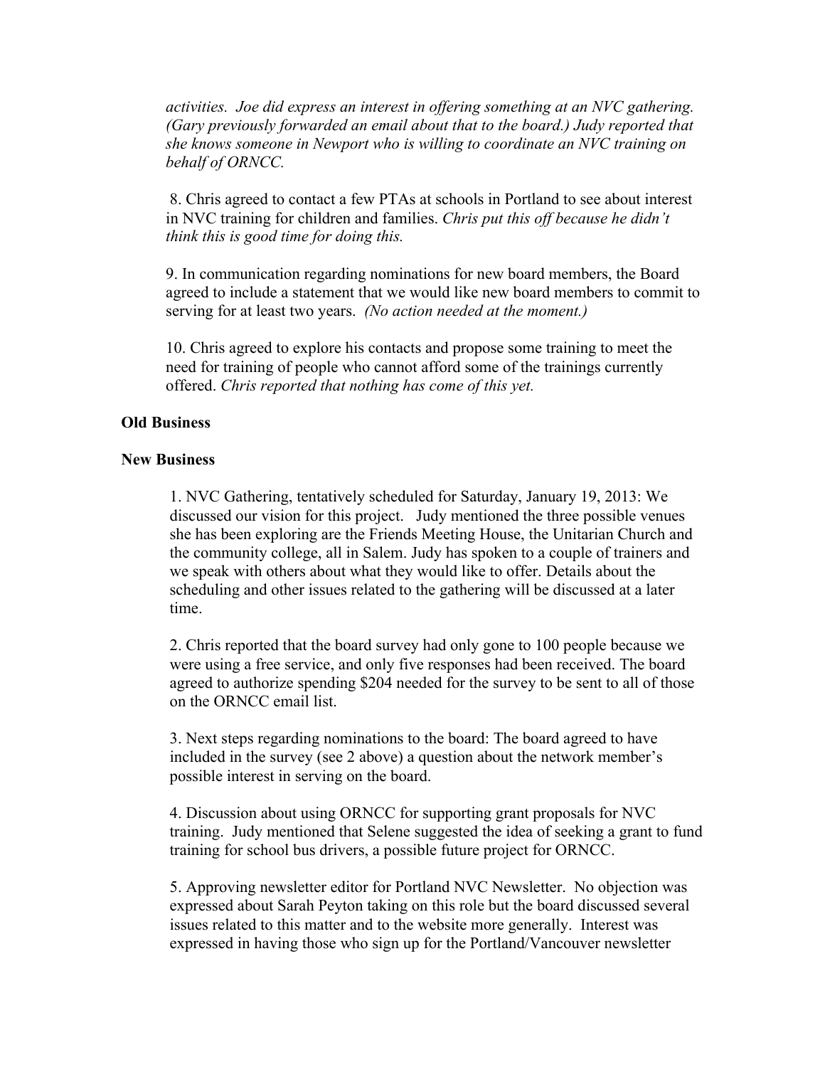*activities. Joe did express an interest in offering something at an NVC gathering. (Gary previously forwarded an email about that to the board.) Judy reported that she knows someone in Newport who is willing to coordinate an NVC training on behalf of ORNCC.*

8. Chris agreed to contact a few PTAs at schools in Portland to see about interest in NVC training for children and families. *Chris put this off because he didn't think this is good time for doing this.*

9. In communication regarding nominations for new board members, the Board agreed to include a statement that we would like new board members to commit to serving for at least two years. *(No action needed at the moment.)*

10. Chris agreed to explore his contacts and propose some training to meet the need for training of people who cannot afford some of the trainings currently offered. *Chris reported that nothing has come of this yet.*

**Old Business**

**New Business**

1. NVC Gathering, tentatively scheduled for Saturday, January 19, 2013: We discussed our vision for this project. Judy mentioned the three possible venues she has been exploring are the Friends Meeting House, the Unitarian Church and the community college, all in Salem. Judy has spoken to a couple of trainers and we speak with others about what they would like to offer. Details about the scheduling and other issues related to the gathering will be discussed at a later time.

2. Chris reported that the board survey had only gone to 100 people because we were using a free service, and only five responses had been received. The board agreed to authorize spending $204 needed for the survey to be sent to all of those on the ORNCC email list.

3. Next steps regarding nominations to the board: The board agreed to have included in the survey (see 2 above) a question about the network member's possible interest in serving on the board.

4. Discussion about using ORNCC for supporting grant proposals for NVC training. Judy mentioned that Selene suggested the idea of seeking a grant to fund training for school bus drivers, a possible future project for ORNCC.

5. Approving newsletter editor for Portland NVC Newsletter. No objection was expressed about Sarah Peyton taking on this role but the board discussed several issues related to this matter and to the website more generally. Interest was expressed in having those who sign up for the Portland/Vancouver newsletter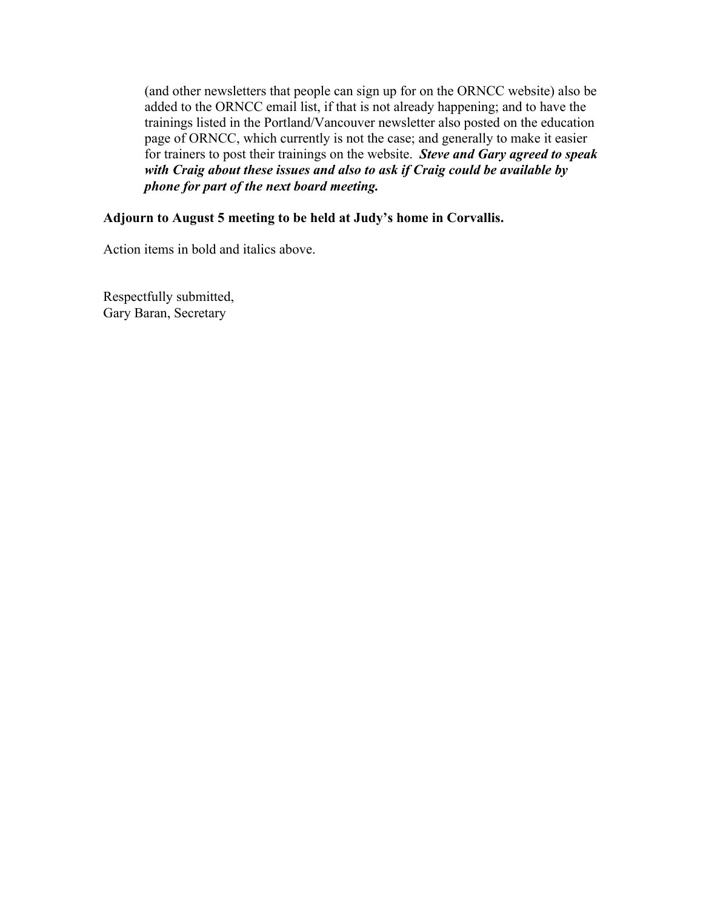(and other newsletters that people can sign up for on the ORNCC website) also be added to the ORNCC email list, if that is not already happening; and to have the trainings listed in the Portland/Vancouver newsletter also posted on the education page of ORNCC, which currently is not the case; and generally to make it easier for trainers to post their trainings on the website. ***Steve and Gary agreed to speak with Craig about these issues and also to ask if Craig could be available by phone for part of the next board meeting.***

**Adjourn to August 5 meeting to be held at Judy's home in Corvallis.**

Action items in bold and italics above.

Respectfully submitted,
Gary Baran, Secretary